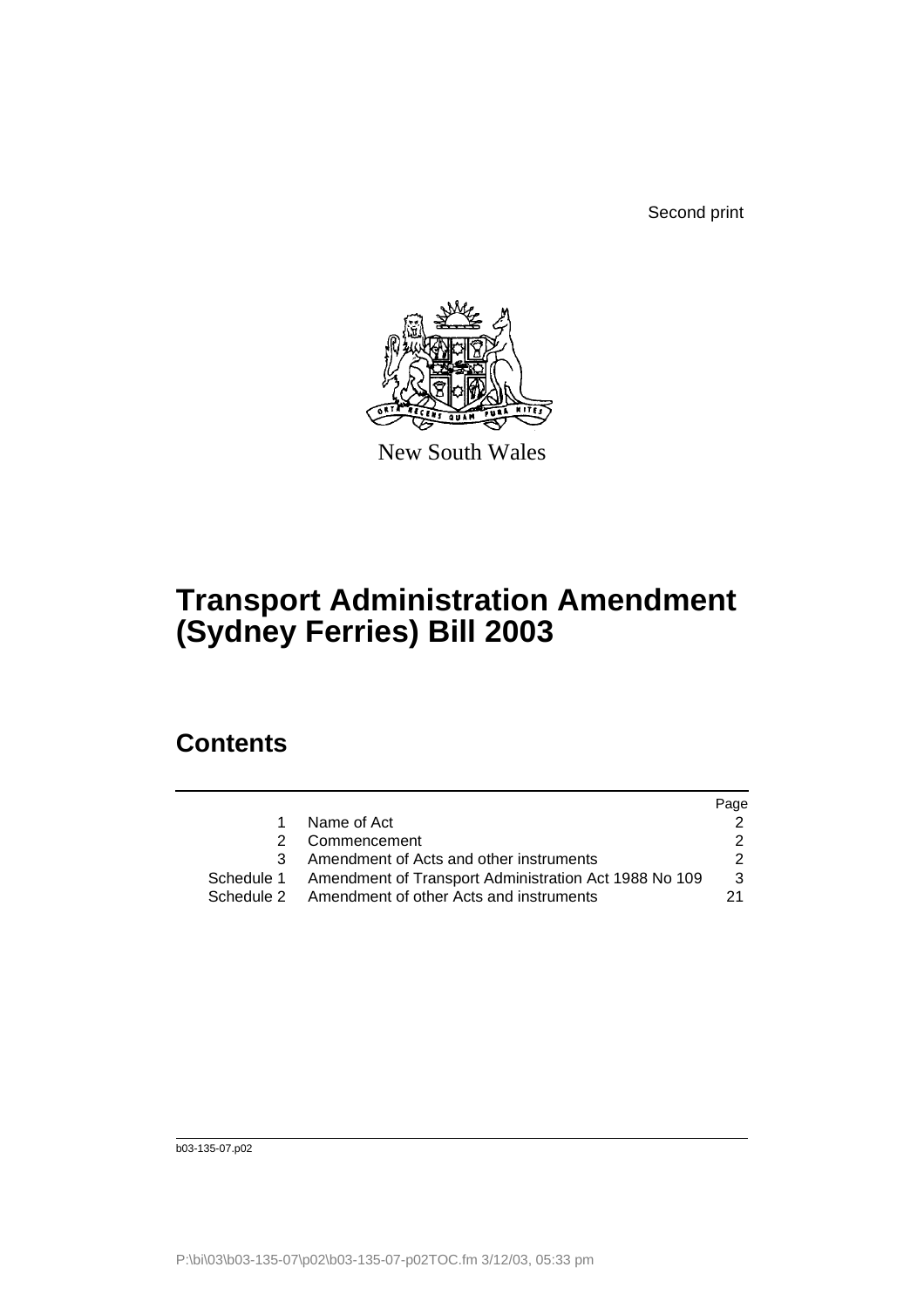Second print

New South Wales

# Transport Administration Amendment (Sydney Ferries) Bill 2003

## Contents

| | | Page |
|---|---|---|
| 1 | Name of Act | 2 |
| 2 | Commencement | 2 |
| 3 | Amendment of Acts and other instruments | 2 |
| Schedule 1 | Amendment of Transport Administration Act 1988 No 109 | 3 |
| Schedule 2 | Amendment of other Acts and instruments | 21 |

b03-135-07.p02

P:\bi\03\b03-135-07\p02\b03-135-07-p02TOC.fm 3/12/03, 05:33 pm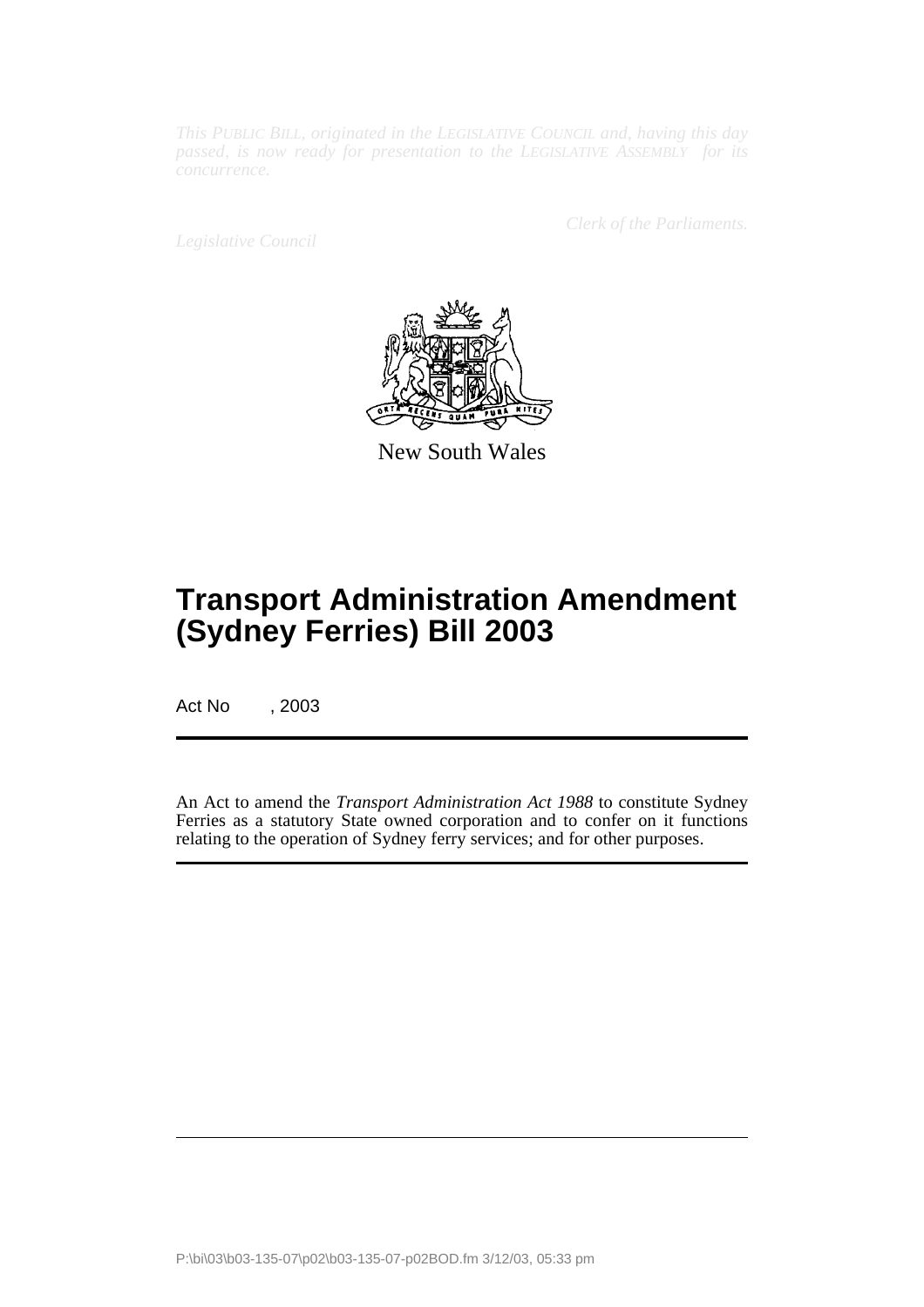*This PUBLIC BILL, originated in the LEGISLATIVE COUNCIL and, having this day passed, is now ready for presentation to the LEGISLATIVE ASSEMBLY for its concurrence.*

*Clerk of the Parliaments.*

*Legislative Council*

New South Wales

# Transport Administration Amendment (Sydney Ferries) Bill 2003

Act No , 2003

An Act to amend the *Transport Administration Act 1988* to constitute Sydney Ferries as a statutory State owned corporation and to confer on it functions relating to the operation of Sydney ferry services; and for other purposes.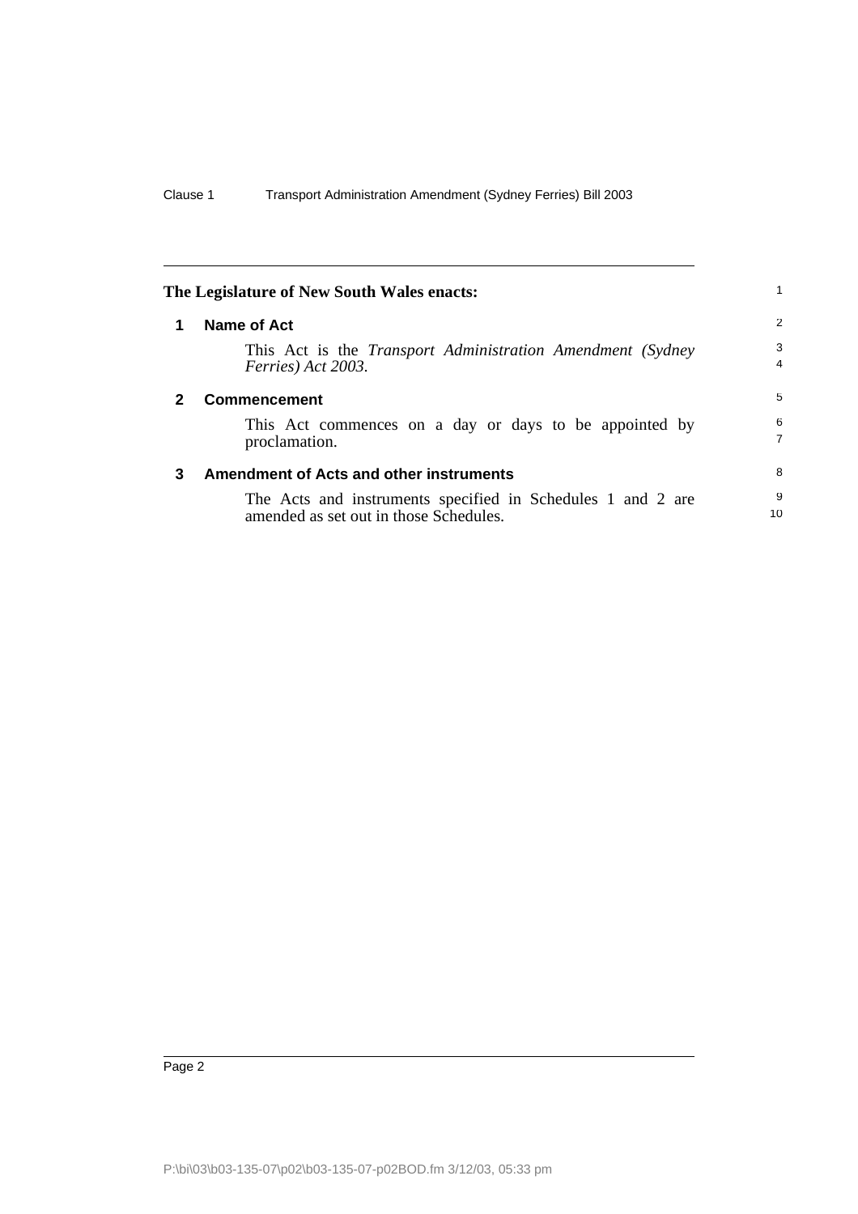The Legislature of New South Wales enacts:

## 1 Name of Act

This Act is the *Transport Administration Amendment (Sydney Ferries) Act 2003*.

## 2 Commencement

This Act commences on a day or days to be appointed by proclamation.

## 3 Amendment of Acts and other instruments

The Acts and instruments specified in Schedules 1 and 2 are amended as set out in those Schedules.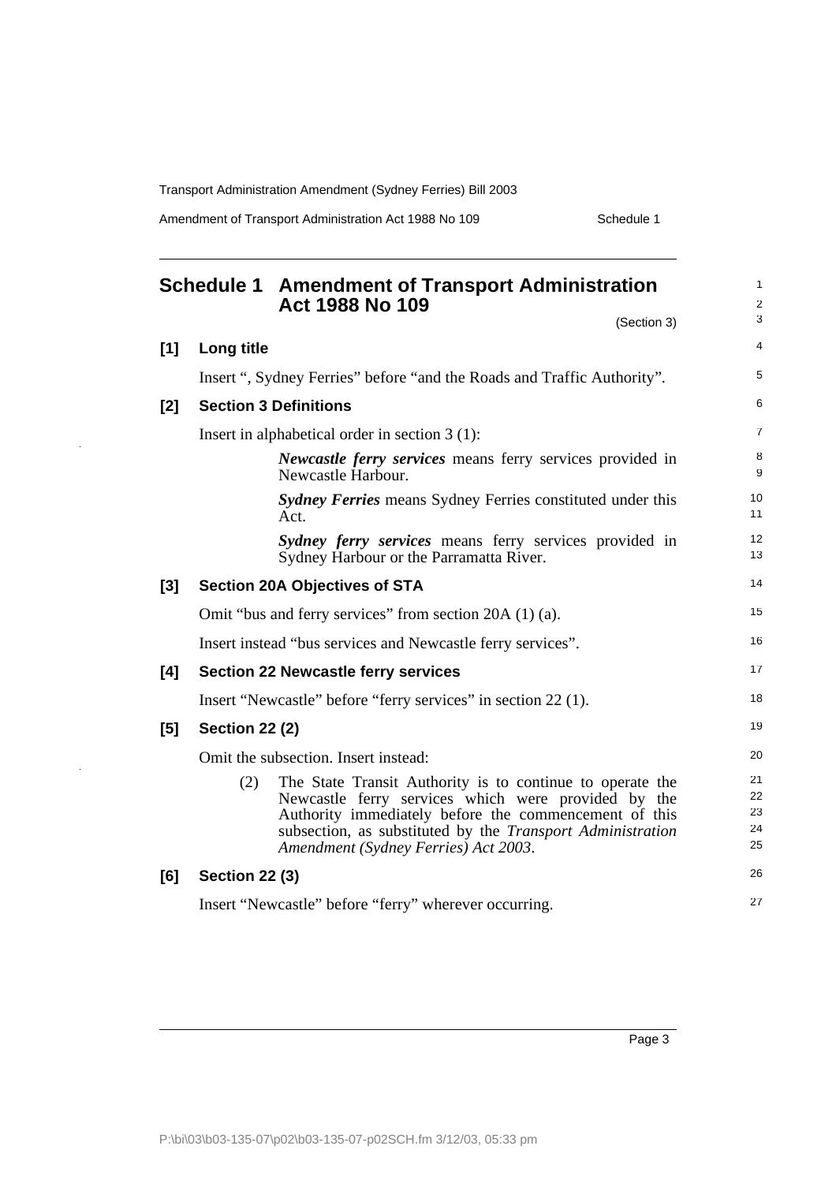## Schedule 1 Amendment of Transport Administration Act 1988 No 109

(Section 3)

### [1] Long title

Insert ", Sydney Ferries" before "and the Roads and Traffic Authority".

### [2] Section 3 Definitions

Insert in alphabetical order in section 3 (1):

> ***Newcastle ferry services*** means ferry services provided in Newcastle Harbour.
>
> ***Sydney Ferries*** means Sydney Ferries constituted under this Act.
>
> ***Sydney ferry services*** means ferry services provided in Sydney Harbour or the Parramatta River.

### [3] Section 20A Objectives of STA

Omit "bus and ferry services" from section 20A (1) (a).

Insert instead "bus services and Newcastle ferry services".

### [4] Section 22 Newcastle ferry services

Insert "Newcastle" before "ferry services" in section 22 (1).

### [5] Section 22 (2)

Omit the subsection. Insert instead:

> (2) The State Transit Authority is to continue to operate the Newcastle ferry services which were provided by the Authority immediately before the commencement of this subsection, as substituted by the *Transport Administration Amendment (Sydney Ferries) Act 2003*.

### [6] Section 22 (3)

Insert "Newcastle" before "ferry" wherever occurring.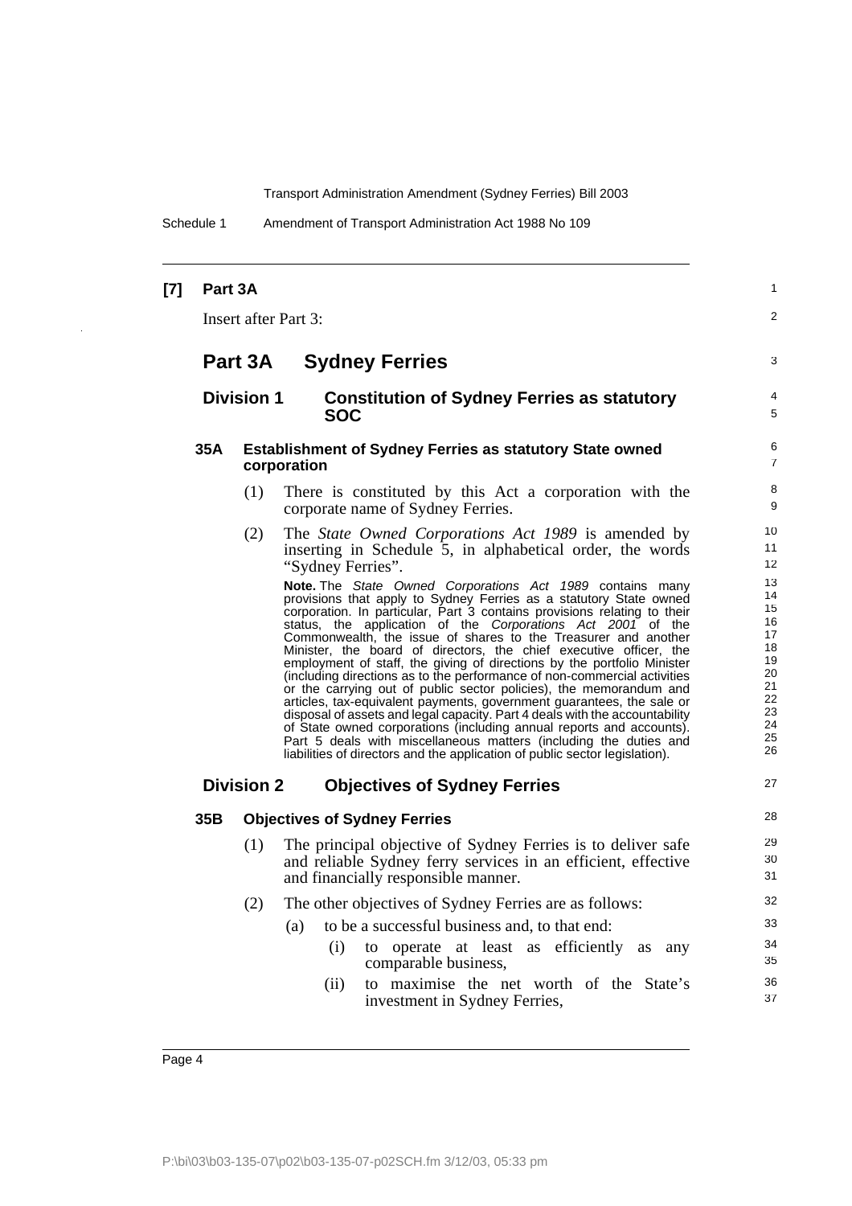**[7] Part 3A**

Insert after Part 3:

# Part 3A Sydney Ferries

## Division 1 Constitution of Sydney Ferries as statutory SOC

### 35A Establishment of Sydney Ferries as statutory State owned corporation

(1) There is constituted by this Act a corporation with the corporate name of Sydney Ferries.

(2) The *State Owned Corporations Act 1989* is amended by inserting in Schedule 5, in alphabetical order, the words "Sydney Ferries".

**Note.** The *State Owned Corporations Act 1989* contains many provisions that apply to Sydney Ferries as a statutory State owned corporation. In particular, Part 3 contains provisions relating to their status, the application of the *Corporations Act 2001* of the Commonwealth, the issue of shares to the Treasurer and another Minister, the board of directors, the chief executive officer, the employment of staff, the giving of directions by the portfolio Minister (including directions as to the performance of non-commercial activities or the carrying out of public sector policies), the memorandum and articles, tax-equivalent payments, government guarantees, the sale or disposal of assets and legal capacity. Part 4 deals with the accountability of State owned corporations (including annual reports and accounts). Part 5 deals with miscellaneous matters (including the duties and liabilities of directors and the application of public sector legislation).

## Division 2 Objectives of Sydney Ferries

### 35B Objectives of Sydney Ferries

(1) The principal objective of Sydney Ferries is to deliver safe and reliable Sydney ferry services in an efficient, effective and financially responsible manner.

(2) The other objectives of Sydney Ferries are as follows:

(a) to be a successful business and, to that end:

(i) to operate at least as efficiently as any comparable business,

(ii) to maximise the net worth of the State's investment in Sydney Ferries,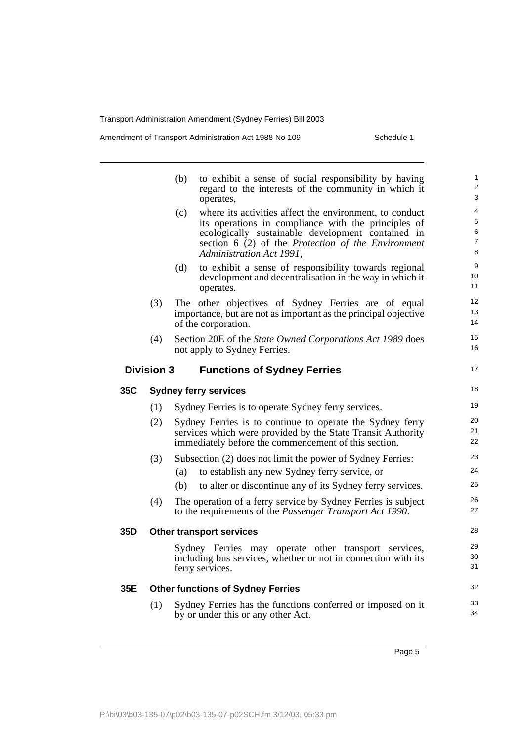(b) to exhibit a sense of social responsibility by having regard to the interests of the community in which it operates,

(c) where its activities affect the environment, to conduct its operations in compliance with the principles of ecologically sustainable development contained in section 6 (2) of the *Protection of the Environment Administration Act 1991*,

(d) to exhibit a sense of responsibility towards regional development and decentralisation in the way in which it operates.

(3) The other objectives of Sydney Ferries are of equal importance, but are not as important as the principal objective of the corporation.

(4) Section 20E of the *State Owned Corporations Act 1989* does not apply to Sydney Ferries.

## Division 3 Functions of Sydney Ferries

### 35C Sydney ferry services

(1) Sydney Ferries is to operate Sydney ferry services.

(2) Sydney Ferries is to continue to operate the Sydney ferry services which were provided by the State Transit Authority immediately before the commencement of this section.

(3) Subsection (2) does not limit the power of Sydney Ferries:

(a) to establish any new Sydney ferry service, or

(b) to alter or discontinue any of its Sydney ferry services.

(4) The operation of a ferry service by Sydney Ferries is subject to the requirements of the *Passenger Transport Act 1990*.

### 35D Other transport services

Sydney Ferries may operate other transport services, including bus services, whether or not in connection with its ferry services.

### 35E Other functions of Sydney Ferries

(1) Sydney Ferries has the functions conferred or imposed on it by or under this or any other Act.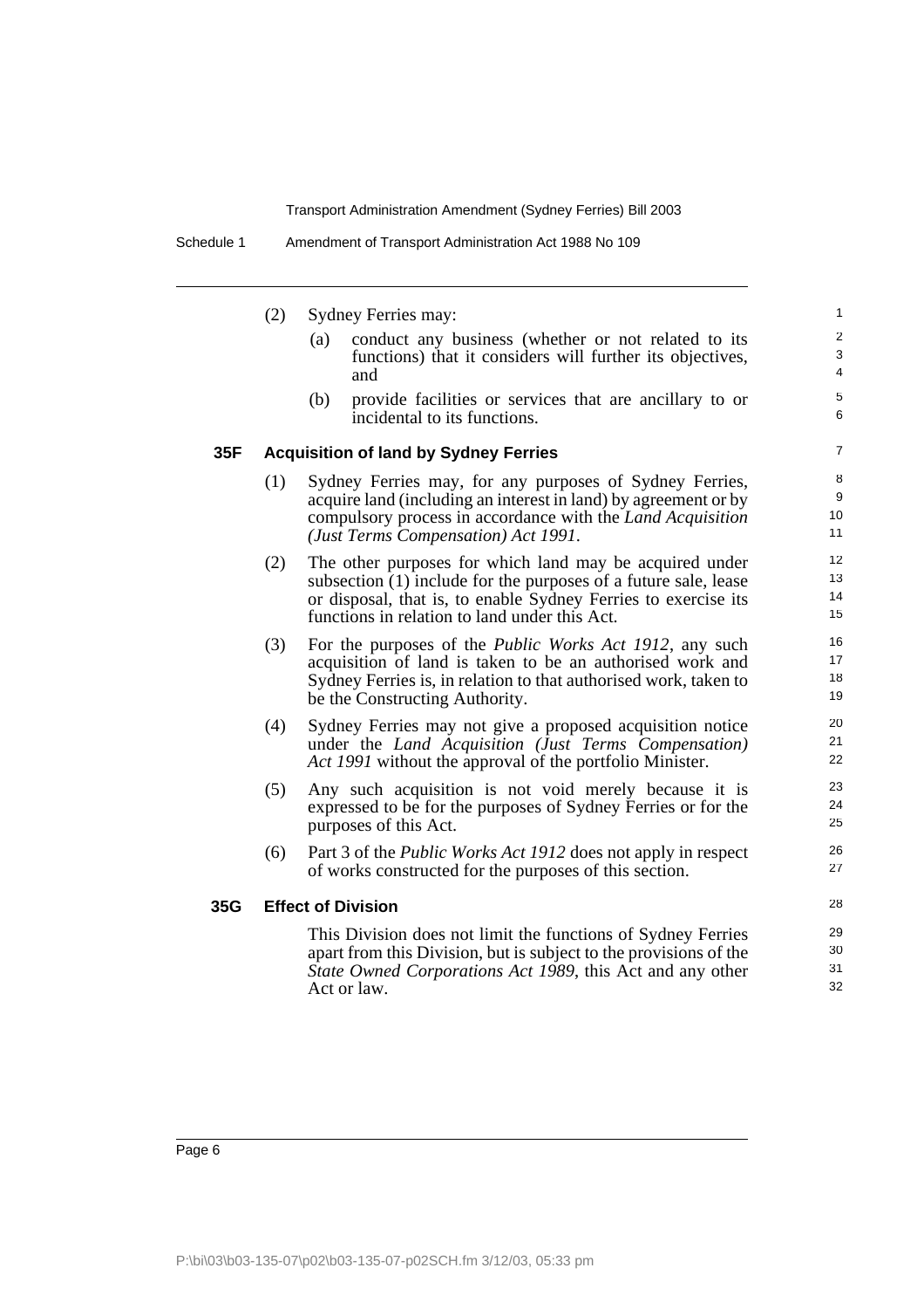(2) Sydney Ferries may:

(a) conduct any business (whether or not related to its functions) that it considers will further its objectives, and

(b) provide facilities or services that are ancillary to or incidental to its functions.

### 35F Acquisition of land by Sydney Ferries

(1) Sydney Ferries may, for any purposes of Sydney Ferries, acquire land (including an interest in land) by agreement or by compulsory process in accordance with the *Land Acquisition (Just Terms Compensation) Act 1991*.

(2) The other purposes for which land may be acquired under subsection (1) include for the purposes of a future sale, lease or disposal, that is, to enable Sydney Ferries to exercise its functions in relation to land under this Act.

(3) For the purposes of the *Public Works Act 1912*, any such acquisition of land is taken to be an authorised work and Sydney Ferries is, in relation to that authorised work, taken to be the Constructing Authority.

(4) Sydney Ferries may not give a proposed acquisition notice under the *Land Acquisition (Just Terms Compensation) Act 1991* without the approval of the portfolio Minister.

(5) Any such acquisition is not void merely because it is expressed to be for the purposes of Sydney Ferries or for the purposes of this Act.

(6) Part 3 of the *Public Works Act 1912* does not apply in respect of works constructed for the purposes of this section.

### 35G Effect of Division

This Division does not limit the functions of Sydney Ferries apart from this Division, but is subject to the provisions of the *State Owned Corporations Act 1989*, this Act and any other Act or law.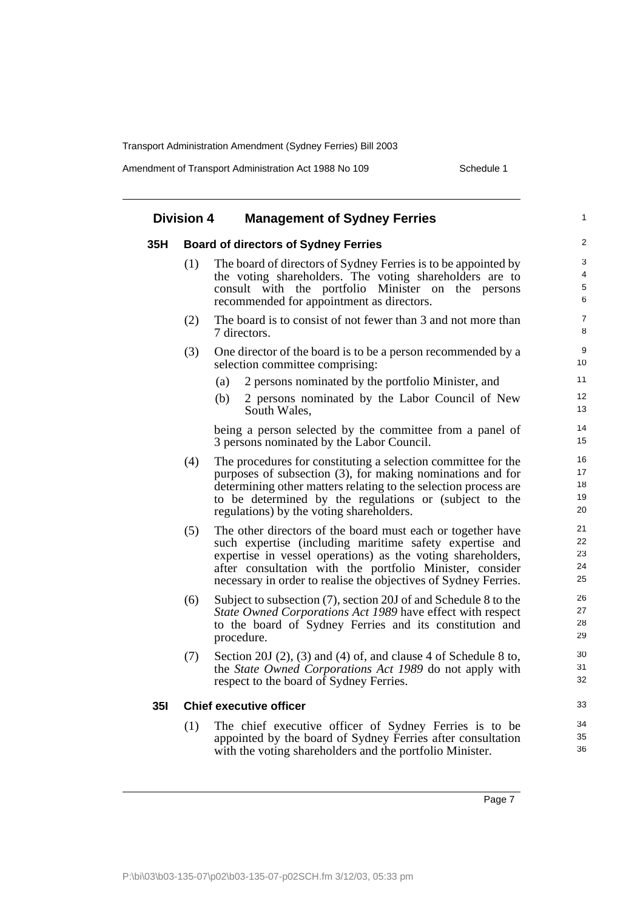## Division 4 Management of Sydney Ferries

### 35H Board of directors of Sydney Ferries

(1) The board of directors of Sydney Ferries is to be appointed by the voting shareholders. The voting shareholders are to consult with the portfolio Minister on the persons recommended for appointment as directors.

(2) The board is to consist of not fewer than 3 and not more than 7 directors.

(3) One director of the board is to be a person recommended by a selection committee comprising:

(a) 2 persons nominated by the portfolio Minister, and

(b) 2 persons nominated by the Labor Council of New South Wales,

being a person selected by the committee from a panel of 3 persons nominated by the Labor Council.

(4) The procedures for constituting a selection committee for the purposes of subsection (3), for making nominations and for determining other matters relating to the selection process are to be determined by the regulations or (subject to the regulations) by the voting shareholders.

(5) The other directors of the board must each or together have such expertise (including maritime safety expertise and expertise in vessel operations) as the voting shareholders, after consultation with the portfolio Minister, consider necessary in order to realise the objectives of Sydney Ferries.

(6) Subject to subsection (7), section 20J of and Schedule 8 to the *State Owned Corporations Act 1989* have effect with respect to the board of Sydney Ferries and its constitution and procedure.

(7) Section 20J (2), (3) and (4) of, and clause 4 of Schedule 8 to, the *State Owned Corporations Act 1989* do not apply with respect to the board of Sydney Ferries.

### 35I Chief executive officer

(1) The chief executive officer of Sydney Ferries is to be appointed by the board of Sydney Ferries after consultation with the voting shareholders and the portfolio Minister.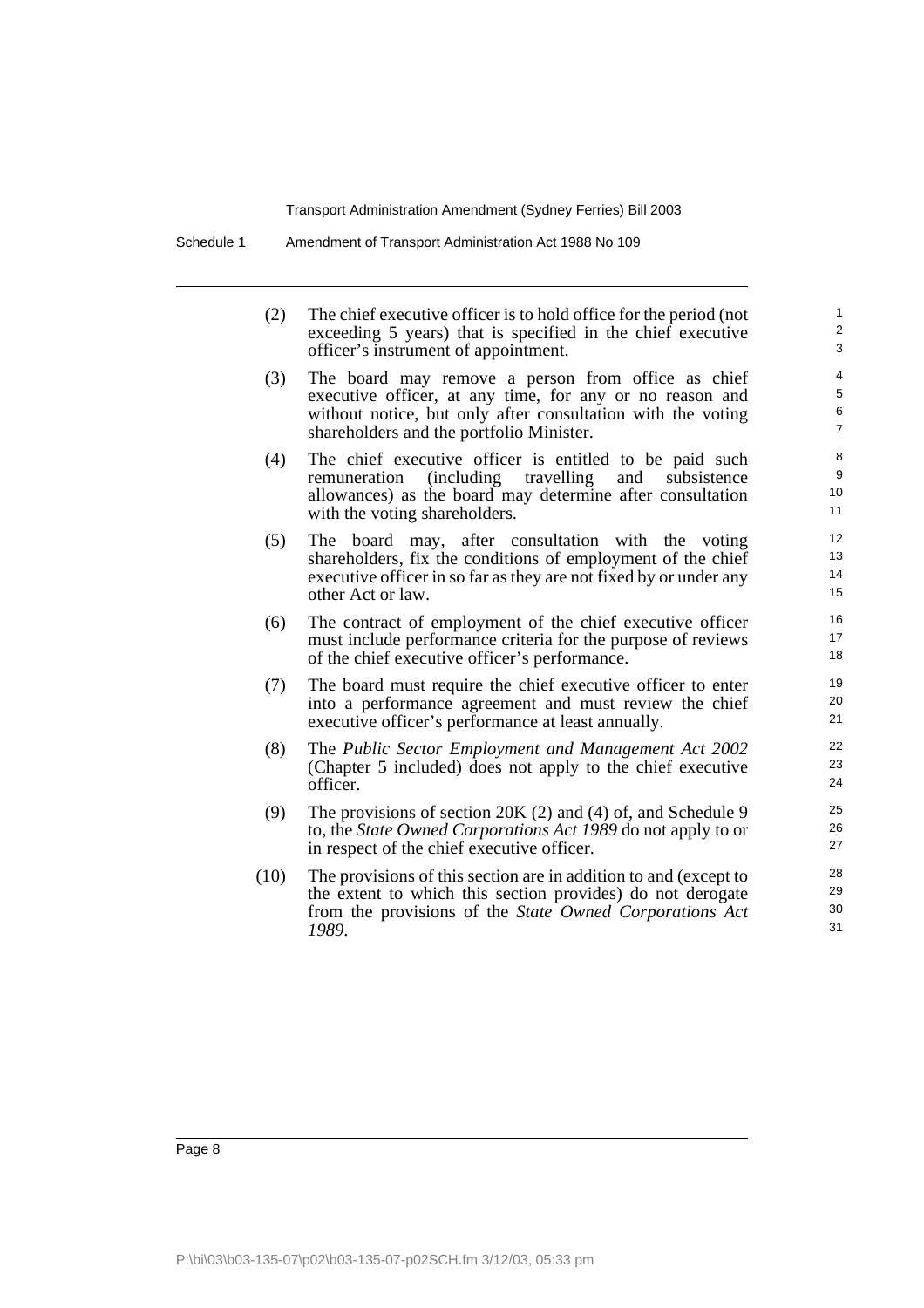(2) The chief executive officer is to hold office for the period (not exceeding 5 years) that is specified in the chief executive officer's instrument of appointment.

(3) The board may remove a person from office as chief executive officer, at any time, for any or no reason and without notice, but only after consultation with the voting shareholders and the portfolio Minister.

(4) The chief executive officer is entitled to be paid such remuneration (including travelling and subsistence allowances) as the board may determine after consultation with the voting shareholders.

(5) The board may, after consultation with the voting shareholders, fix the conditions of employment of the chief executive officer in so far as they are not fixed by or under any other Act or law.

(6) The contract of employment of the chief executive officer must include performance criteria for the purpose of reviews of the chief executive officer's performance.

(7) The board must require the chief executive officer to enter into a performance agreement and must review the chief executive officer's performance at least annually.

(8) The *Public Sector Employment and Management Act 2002* (Chapter 5 included) does not apply to the chief executive officer.

(9) The provisions of section 20K (2) and (4) of, and Schedule 9 to, the *State Owned Corporations Act 1989* do not apply to or in respect of the chief executive officer.

(10) The provisions of this section are in addition to and (except to the extent to which this section provides) do not derogate from the provisions of the *State Owned Corporations Act 1989*.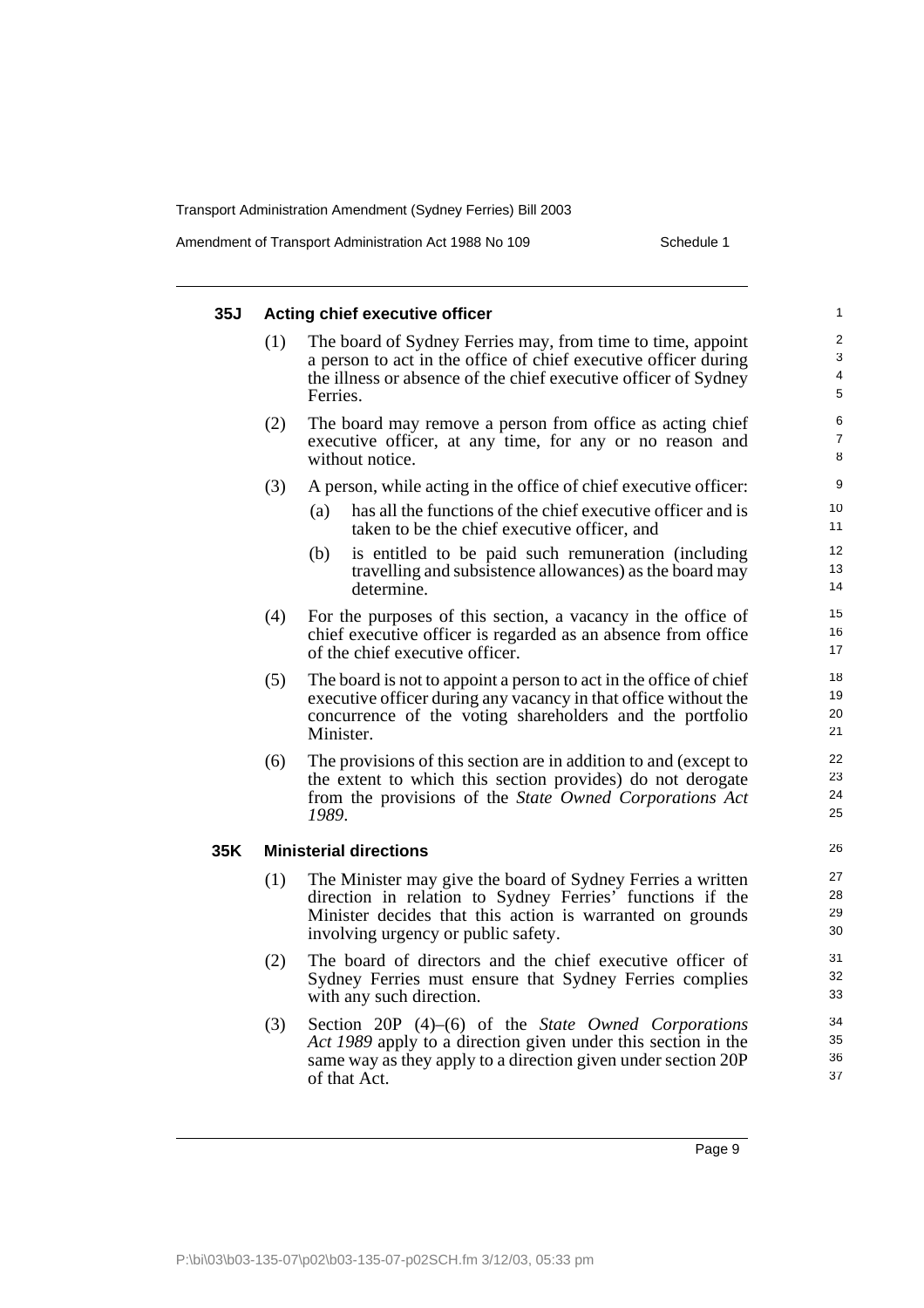### 35J Acting chief executive officer

(1) The board of Sydney Ferries may, from time to time, appoint a person to act in the office of chief executive officer during the illness or absence of the chief executive officer of Sydney Ferries.

(2) The board may remove a person from office as acting chief executive officer, at any time, for any or no reason and without notice.

(3) A person, while acting in the office of chief executive officer:

- (a) has all the functions of the chief executive officer and is taken to be the chief executive officer, and
- (b) is entitled to be paid such remuneration (including travelling and subsistence allowances) as the board may determine.

(4) For the purposes of this section, a vacancy in the office of chief executive officer is regarded as an absence from office of the chief executive officer.

(5) The board is not to appoint a person to act in the office of chief executive officer during any vacancy in that office without the concurrence of the voting shareholders and the portfolio Minister.

(6) The provisions of this section are in addition to and (except to the extent to which this section provides) do not derogate from the provisions of the *State Owned Corporations Act 1989*.

### 35K Ministerial directions

(1) The Minister may give the board of Sydney Ferries a written direction in relation to Sydney Ferries' functions if the Minister decides that this action is warranted on grounds involving urgency or public safety.

(2) The board of directors and the chief executive officer of Sydney Ferries must ensure that Sydney Ferries complies with any such direction.

(3) Section 20P (4)–(6) of the *State Owned Corporations Act 1989* apply to a direction given under this section in the same way as they apply to a direction given under section 20P of that Act.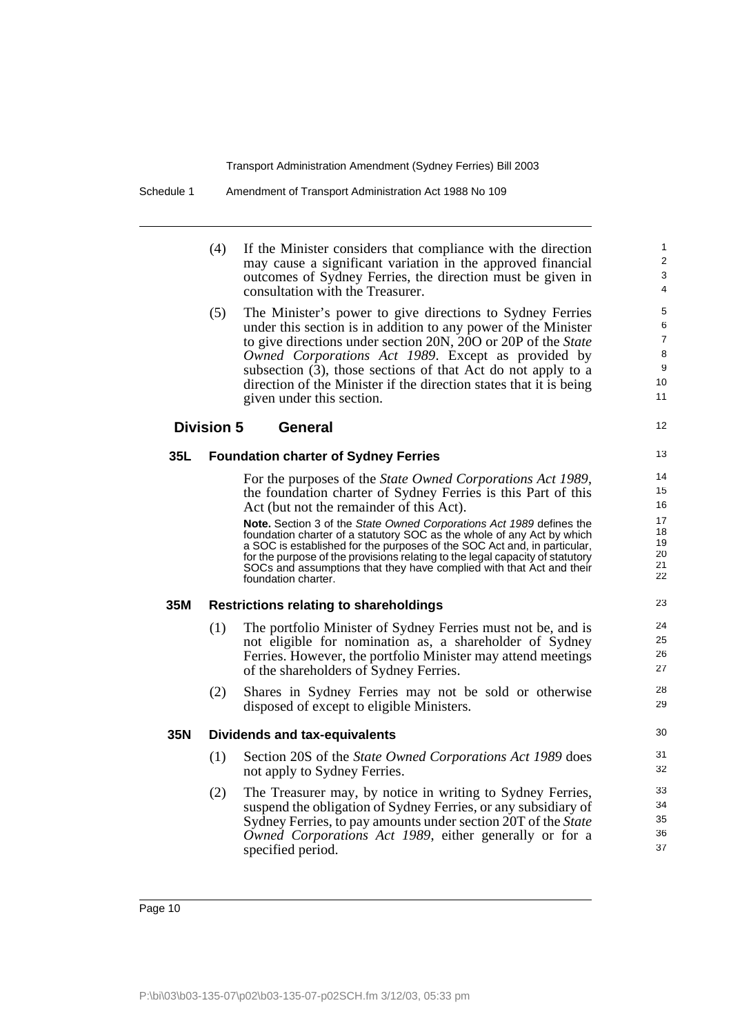(4) If the Minister considers that compliance with the direction may cause a significant variation in the approved financial outcomes of Sydney Ferries, the direction must be given in consultation with the Treasurer.

(5) The Minister's power to give directions to Sydney Ferries under this section is in addition to any power of the Minister to give directions under section 20N, 20O or 20P of the *State Owned Corporations Act 1989*. Except as provided by subsection (3), those sections of that Act do not apply to a direction of the Minister if the direction states that it is being given under this section.

## Division 5 General

### 35L Foundation charter of Sydney Ferries

For the purposes of the *State Owned Corporations Act 1989*, the foundation charter of Sydney Ferries is this Part of this Act (but not the remainder of this Act).

**Note.** Section 3 of the *State Owned Corporations Act 1989* defines the foundation charter of a statutory SOC as the whole of any Act by which a SOC is established for the purposes of the SOC Act and, in particular, for the purpose of the provisions relating to the legal capacity of statutory SOCs and assumptions that they have complied with that Act and their foundation charter.

### 35M Restrictions relating to shareholdings

(1) The portfolio Minister of Sydney Ferries must not be, and is not eligible for nomination as, a shareholder of Sydney Ferries. However, the portfolio Minister may attend meetings of the shareholders of Sydney Ferries.

(2) Shares in Sydney Ferries may not be sold or otherwise disposed of except to eligible Ministers.

### 35N Dividends and tax-equivalents

(1) Section 20S of the *State Owned Corporations Act 1989* does not apply to Sydney Ferries.

(2) The Treasurer may, by notice in writing to Sydney Ferries, suspend the obligation of Sydney Ferries, or any subsidiary of Sydney Ferries, to pay amounts under section 20T of the *State Owned Corporations Act 1989*, either generally or for a specified period.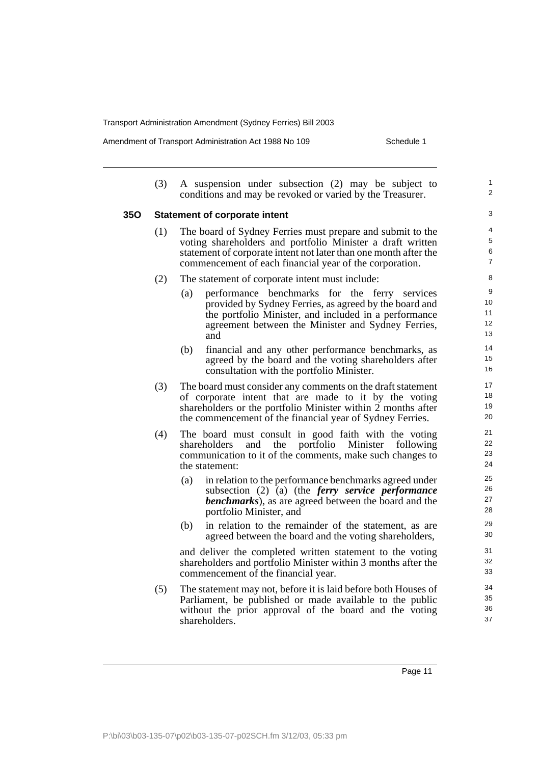(3) A suspension under subsection (2) may be subject to conditions and may be revoked or varied by the Treasurer.

### 35O Statement of corporate intent

(1) The board of Sydney Ferries must prepare and submit to the voting shareholders and portfolio Minister a draft written statement of corporate intent not later than one month after the commencement of each financial year of the corporation.

(2) The statement of corporate intent must include:

- (a) performance benchmarks for the ferry services provided by Sydney Ferries, as agreed by the board and the portfolio Minister, and included in a performance agreement between the Minister and Sydney Ferries, and
- (b) financial and any other performance benchmarks, as agreed by the board and the voting shareholders after consultation with the portfolio Minister.

(3) The board must consider any comments on the draft statement of corporate intent that are made to it by the voting shareholders or the portfolio Minister within 2 months after the commencement of the financial year of Sydney Ferries.

(4) The board must consult in good faith with the voting shareholders and the portfolio Minister following communication to it of the comments, make such changes to the statement:

- (a) in relation to the performance benchmarks agreed under subsection (2) (a) (the ***ferry service performance benchmarks***), as are agreed between the board and the portfolio Minister, and
- (b) in relation to the remainder of the statement, as are agreed between the board and the voting shareholders,

and deliver the completed written statement to the voting shareholders and portfolio Minister within 3 months after the commencement of the financial year.

(5) The statement may not, before it is laid before both Houses of Parliament, be published or made available to the public without the prior approval of the board and the voting shareholders.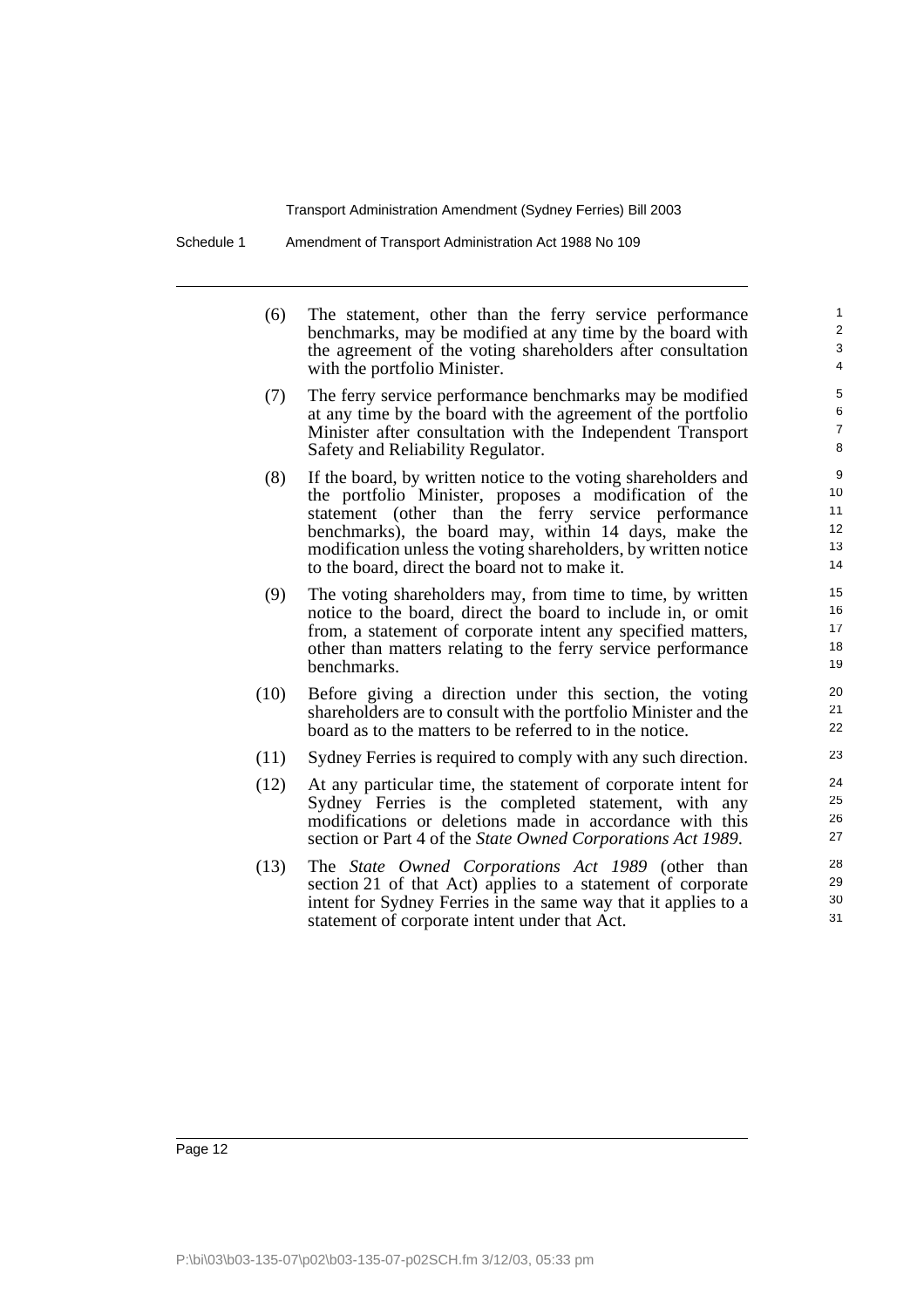(6) The statement, other than the ferry service performance benchmarks, may be modified at any time by the board with the agreement of the voting shareholders after consultation with the portfolio Minister.

(7) The ferry service performance benchmarks may be modified at any time by the board with the agreement of the portfolio Minister after consultation with the Independent Transport Safety and Reliability Regulator.

(8) If the board, by written notice to the voting shareholders and the portfolio Minister, proposes a modification of the statement (other than the ferry service performance benchmarks), the board may, within 14 days, make the modification unless the voting shareholders, by written notice to the board, direct the board not to make it.

(9) The voting shareholders may, from time to time, by written notice to the board, direct the board to include in, or omit from, a statement of corporate intent any specified matters, other than matters relating to the ferry service performance benchmarks.

(10) Before giving a direction under this section, the voting shareholders are to consult with the portfolio Minister and the board as to the matters to be referred to in the notice.

(11) Sydney Ferries is required to comply with any such direction.

(12) At any particular time, the statement of corporate intent for Sydney Ferries is the completed statement, with any modifications or deletions made in accordance with this section or Part 4 of the *State Owned Corporations Act 1989*.

(13) The *State Owned Corporations Act 1989* (other than section 21 of that Act) applies to a statement of corporate intent for Sydney Ferries in the same way that it applies to a statement of corporate intent under that Act.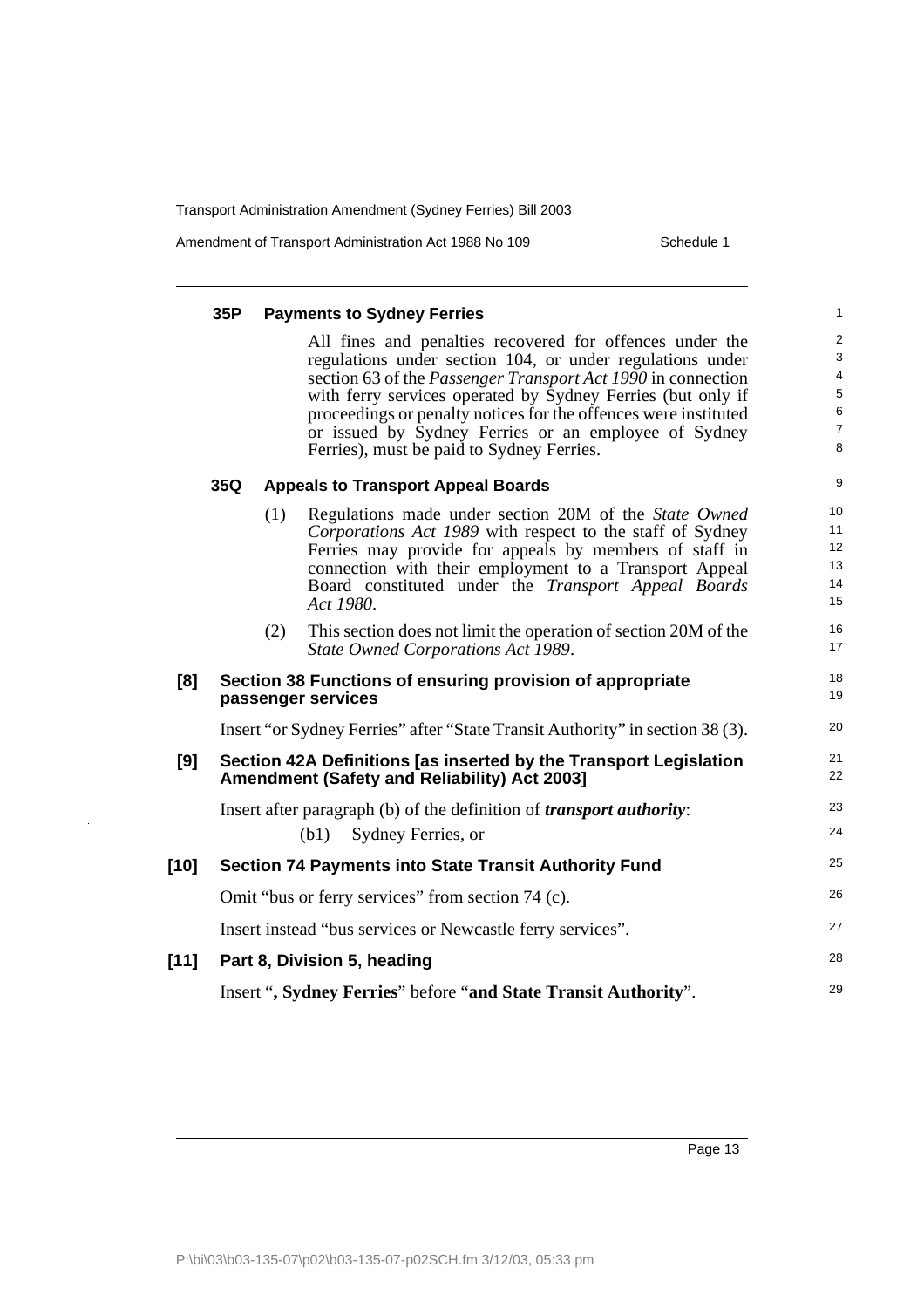#### 35P Payments to Sydney Ferries

All fines and penalties recovered for offences under the regulations under section 104, or under regulations under section 63 of the *Passenger Transport Act 1990* in connection with ferry services operated by Sydney Ferries (but only if proceedings or penalty notices for the offences were instituted or issued by Sydney Ferries or an employee of Sydney Ferries), must be paid to Sydney Ferries.

#### 35Q Appeals to Transport Appeal Boards

(1) Regulations made under section 20M of the *State Owned Corporations Act 1989* with respect to the staff of Sydney Ferries may provide for appeals by members of staff in connection with their employment to a Transport Appeal Board constituted under the *Transport Appeal Boards Act 1980*.

(2) This section does not limit the operation of section 20M of the *State Owned Corporations Act 1989*.

### [8] Section 38 Functions of ensuring provision of appropriate passenger services

Insert "or Sydney Ferries" after "State Transit Authority" in section 38 (3).

### [9] Section 42A Definitions [as inserted by the Transport Legislation Amendment (Safety and Reliability) Act 2003]

Insert after paragraph (b) of the definition of ***transport authority***:

(b1) Sydney Ferries, or

### [10] Section 74 Payments into State Transit Authority Fund

Omit "bus or ferry services" from section 74 (c).

Insert instead "bus services or Newcastle ferry services".

### [11] Part 8, Division 5, heading

Insert "**, Sydney Ferries**" before "**and State Transit Authority**".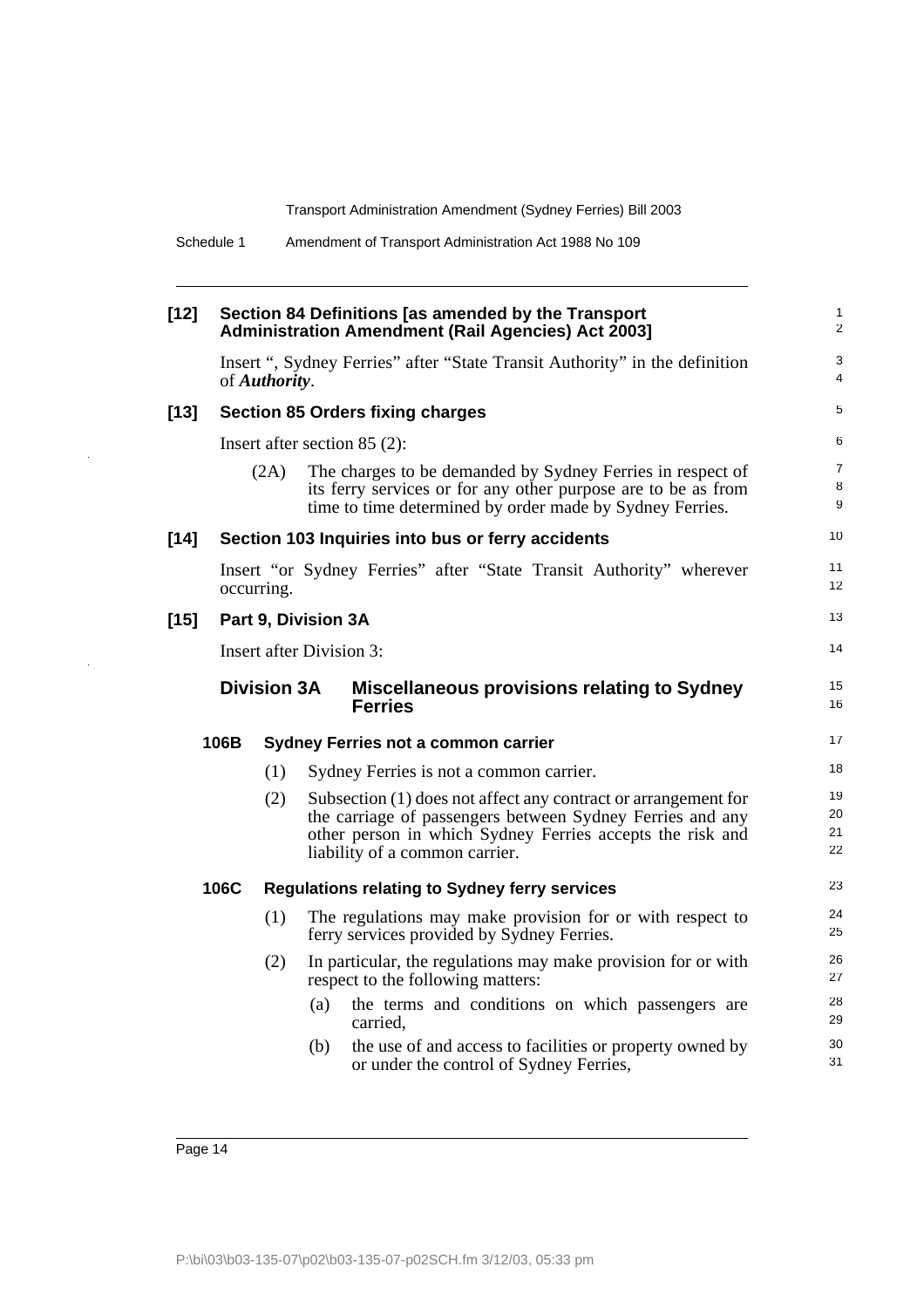## [12] Section 84 Definitions [as amended by the Transport Administration Amendment (Rail Agencies) Act 2003]

Insert ", Sydney Ferries" after "State Transit Authority" in the definition of ***Authority***.

## [13] Section 85 Orders fixing charges

Insert after section 85 (2):

(2A) The charges to be demanded by Sydney Ferries in respect of its ferry services or for any other purpose are to be as from time to time determined by order made by Sydney Ferries.

## [14] Section 103 Inquiries into bus or ferry accidents

Insert "or Sydney Ferries" after "State Transit Authority" wherever occurring.

## [15] Part 9, Division 3A

Insert after Division 3:

### Division 3A Miscellaneous provisions relating to Sydney Ferries

#### 106B Sydney Ferries not a common carrier

(1) Sydney Ferries is not a common carrier.

(2) Subsection (1) does not affect any contract or arrangement for the carriage of passengers between Sydney Ferries and any other person in which Sydney Ferries accepts the risk and liability of a common carrier.

#### 106C Regulations relating to Sydney ferry services

(1) The regulations may make provision for or with respect to ferry services provided by Sydney Ferries.

(2) In particular, the regulations may make provision for or with respect to the following matters:

(a) the terms and conditions on which passengers are carried,

(b) the use of and access to facilities or property owned by or under the control of Sydney Ferries,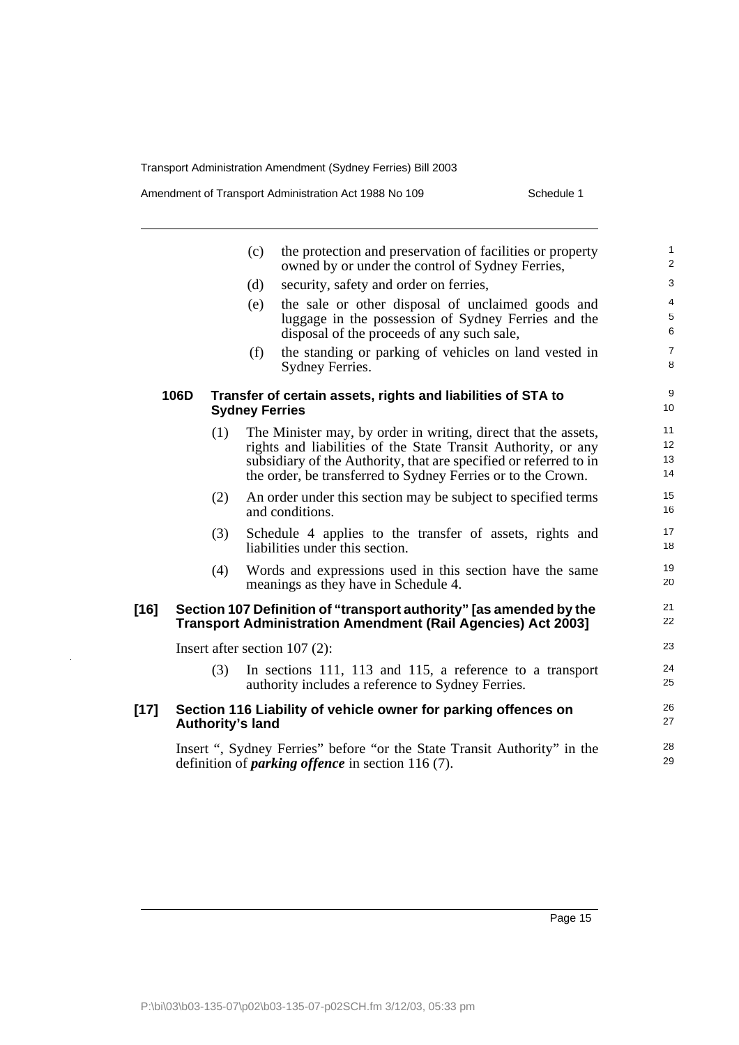(c) the protection and preservation of facilities or property owned by or under the control of Sydney Ferries,

(d) security, safety and order on ferries,

(e) the sale or other disposal of unclaimed goods and luggage in the possession of Sydney Ferries and the disposal of the proceeds of any such sale,

(f) the standing or parking of vehicles on land vested in Sydney Ferries.

**106D Transfer of certain assets, rights and liabilities of STA to Sydney Ferries**

(1) The Minister may, by order in writing, direct that the assets, rights and liabilities of the State Transit Authority, or any subsidiary of the Authority, that are specified or referred to in the order, be transferred to Sydney Ferries or to the Crown.

(2) An order under this section may be subject to specified terms and conditions.

(3) Schedule 4 applies to the transfer of assets, rights and liabilities under this section.

(4) Words and expressions used in this section have the same meanings as they have in Schedule 4.

**[16] Section 107 Definition of "transport authority" [as amended by the Transport Administration Amendment (Rail Agencies) Act 2003]**

Insert after section 107 (2):

(3) In sections 111, 113 and 115, a reference to a transport authority includes a reference to Sydney Ferries.

**[17] Section 116 Liability of vehicle owner for parking offences on Authority's land**

Insert ", Sydney Ferries" before "or the State Transit Authority" in the definition of ***parking offence*** in section 116 (7).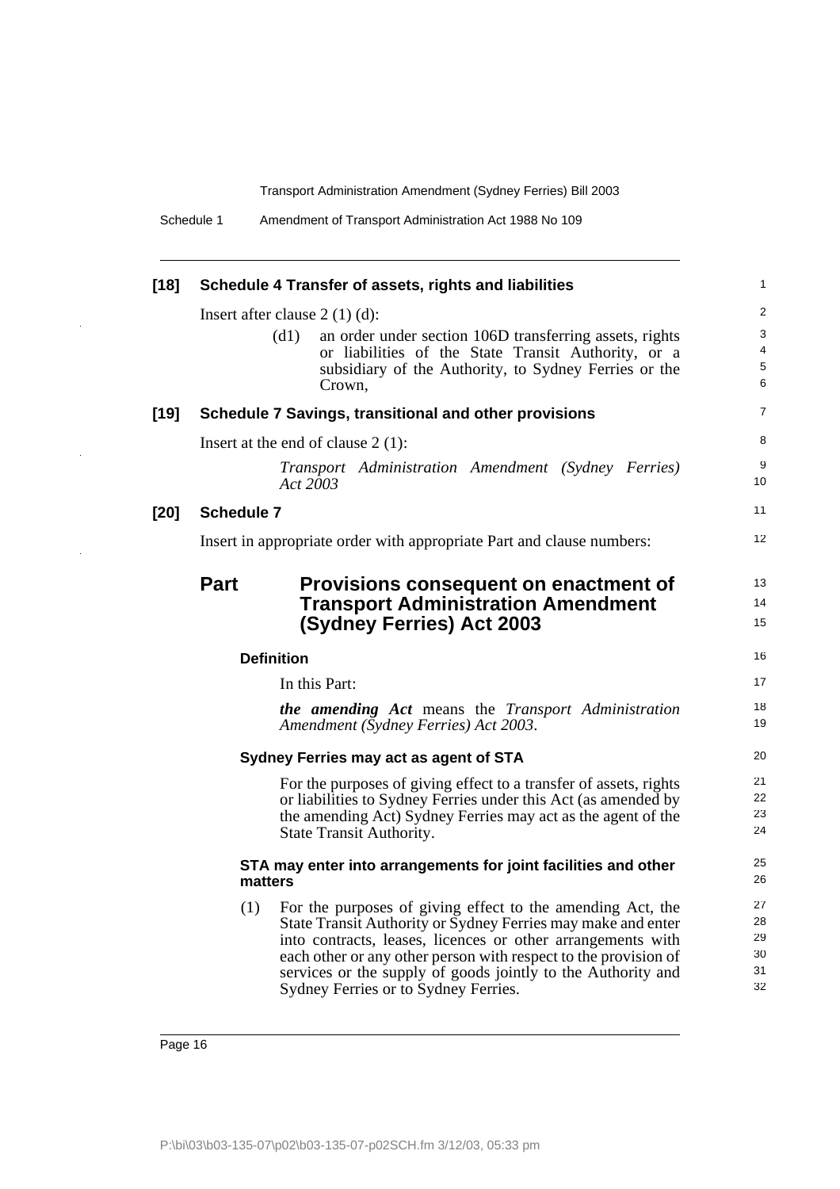**[18] Schedule 4 Transfer of assets, rights and liabilities**

Insert after clause 2 (1) (d):

> (d1) an order under section 106D transferring assets, rights or liabilities of the State Transit Authority, or a subsidiary of the Authority, to Sydney Ferries or the Crown,

**[19] Schedule 7 Savings, transitional and other provisions**

Insert at the end of clause 2 (1):

> *Transport Administration Amendment (Sydney Ferries) Act 2003*

**[20] Schedule 7**

Insert in appropriate order with appropriate Part and clause numbers:

## Part Provisions consequent on enactment of Transport Administration Amendment (Sydney Ferries) Act 2003

### Definition

In this Part:

***the amending Act*** means the *Transport Administration Amendment (Sydney Ferries) Act 2003*.

### Sydney Ferries may act as agent of STA

For the purposes of giving effect to a transfer of assets, rights or liabilities to Sydney Ferries under this Act (as amended by the amending Act) Sydney Ferries may act as the agent of the State Transit Authority.

### STA may enter into arrangements for joint facilities and other matters

(1) For the purposes of giving effect to the amending Act, the State Transit Authority or Sydney Ferries may make and enter into contracts, leases, licences or other arrangements with each other or any other person with respect to the provision of services or the supply of goods jointly to the Authority and Sydney Ferries or to Sydney Ferries.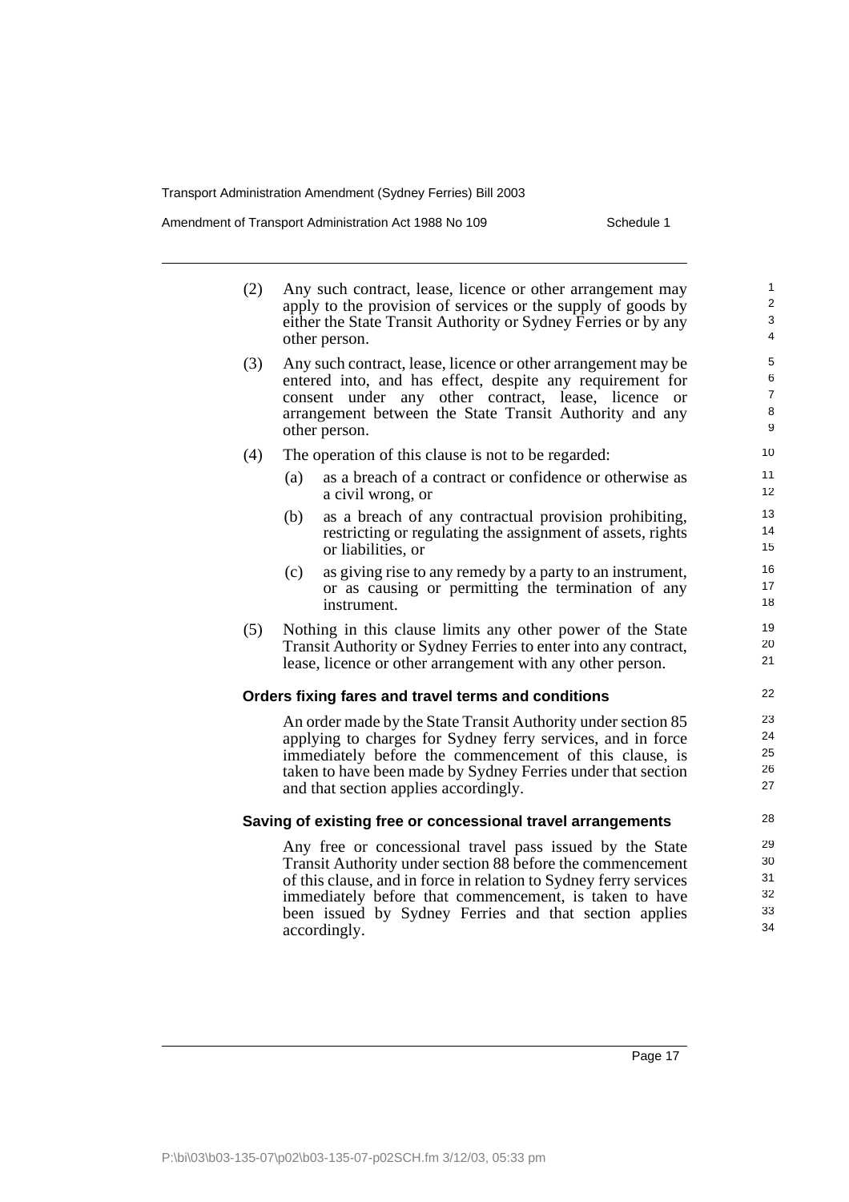(2) Any such contract, lease, licence or other arrangement may apply to the provision of services or the supply of goods by either the State Transit Authority or Sydney Ferries or by any other person.

(3) Any such contract, lease, licence or other arrangement may be entered into, and has effect, despite any requirement for consent under any other contract, lease, licence or arrangement between the State Transit Authority and any other person.

(4) The operation of this clause is not to be regarded:

- (a) as a breach of a contract or confidence or otherwise as a civil wrong, or
- (b) as a breach of any contractual provision prohibiting, restricting or regulating the assignment of assets, rights or liabilities, or
- (c) as giving rise to any remedy by a party to an instrument, or as causing or permitting the termination of any instrument.

(5) Nothing in this clause limits any other power of the State Transit Authority or Sydney Ferries to enter into any contract, lease, licence or other arrangement with any other person.

**Orders fixing fares and travel terms and conditions**

An order made by the State Transit Authority under section 85 applying to charges for Sydney ferry services, and in force immediately before the commencement of this clause, is taken to have been made by Sydney Ferries under that section and that section applies accordingly.

**Saving of existing free or concessional travel arrangements**

Any free or concessional travel pass issued by the State Transit Authority under section 88 before the commencement of this clause, and in force in relation to Sydney ferry services immediately before that commencement, is taken to have been issued by Sydney Ferries and that section applies accordingly.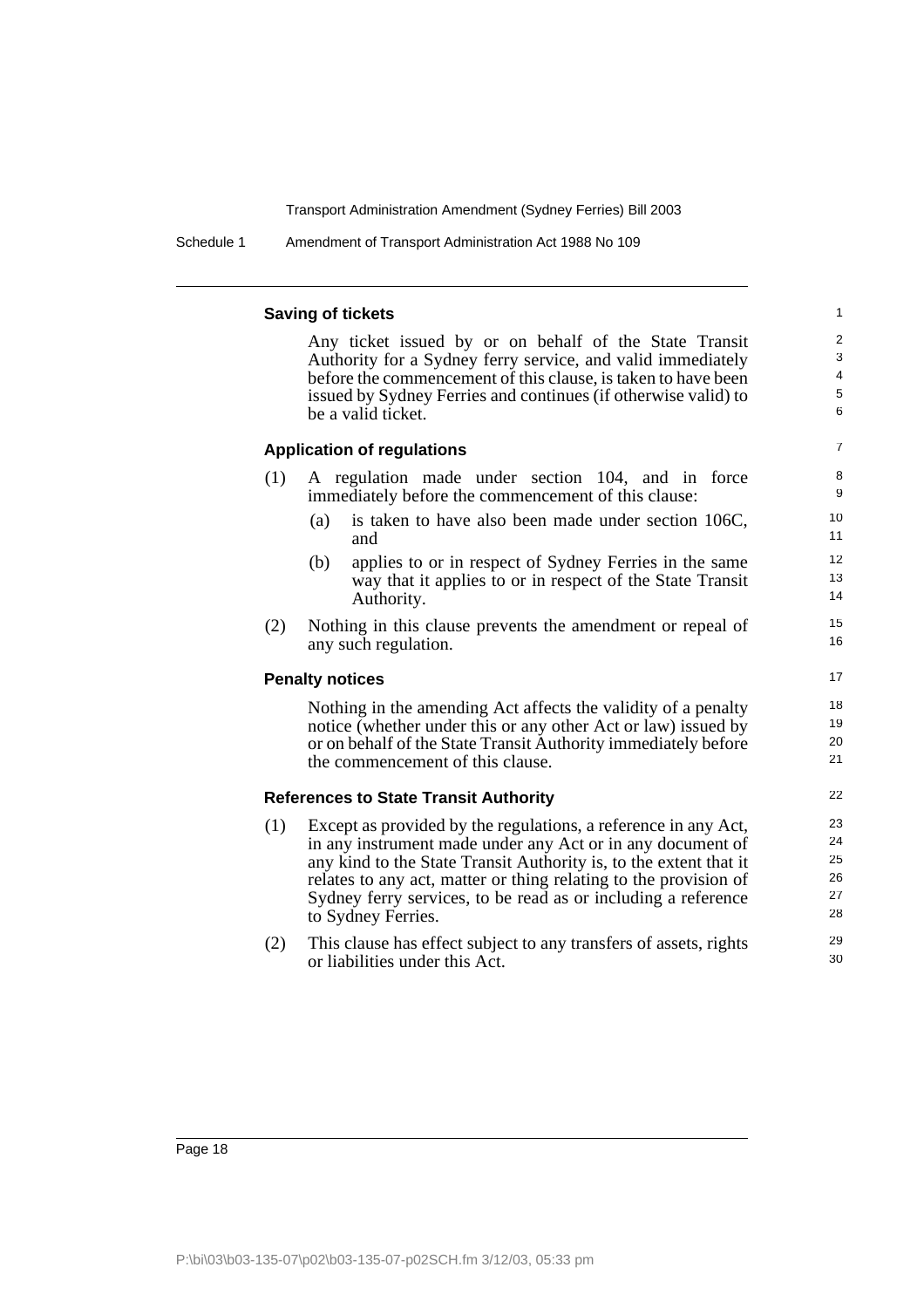**Saving of tickets**

Any ticket issued by or on behalf of the State Transit Authority for a Sydney ferry service, and valid immediately before the commencement of this clause, is taken to have been issued by Sydney Ferries and continues (if otherwise valid) to be a valid ticket.

**Application of regulations**

(1) A regulation made under section 104, and in force immediately before the commencement of this clause:

- (a) is taken to have also been made under section 106C, and
- (b) applies to or in respect of Sydney Ferries in the same way that it applies to or in respect of the State Transit Authority.

(2) Nothing in this clause prevents the amendment or repeal of any such regulation.

**Penalty notices**

Nothing in the amending Act affects the validity of a penalty notice (whether under this or any other Act or law) issued by or on behalf of the State Transit Authority immediately before the commencement of this clause.

**References to State Transit Authority**

(1) Except as provided by the regulations, a reference in any Act, in any instrument made under any Act or in any document of any kind to the State Transit Authority is, to the extent that it relates to any act, matter or thing relating to the provision of Sydney ferry services, to be read as or including a reference to Sydney Ferries.

(2) This clause has effect subject to any transfers of assets, rights or liabilities under this Act.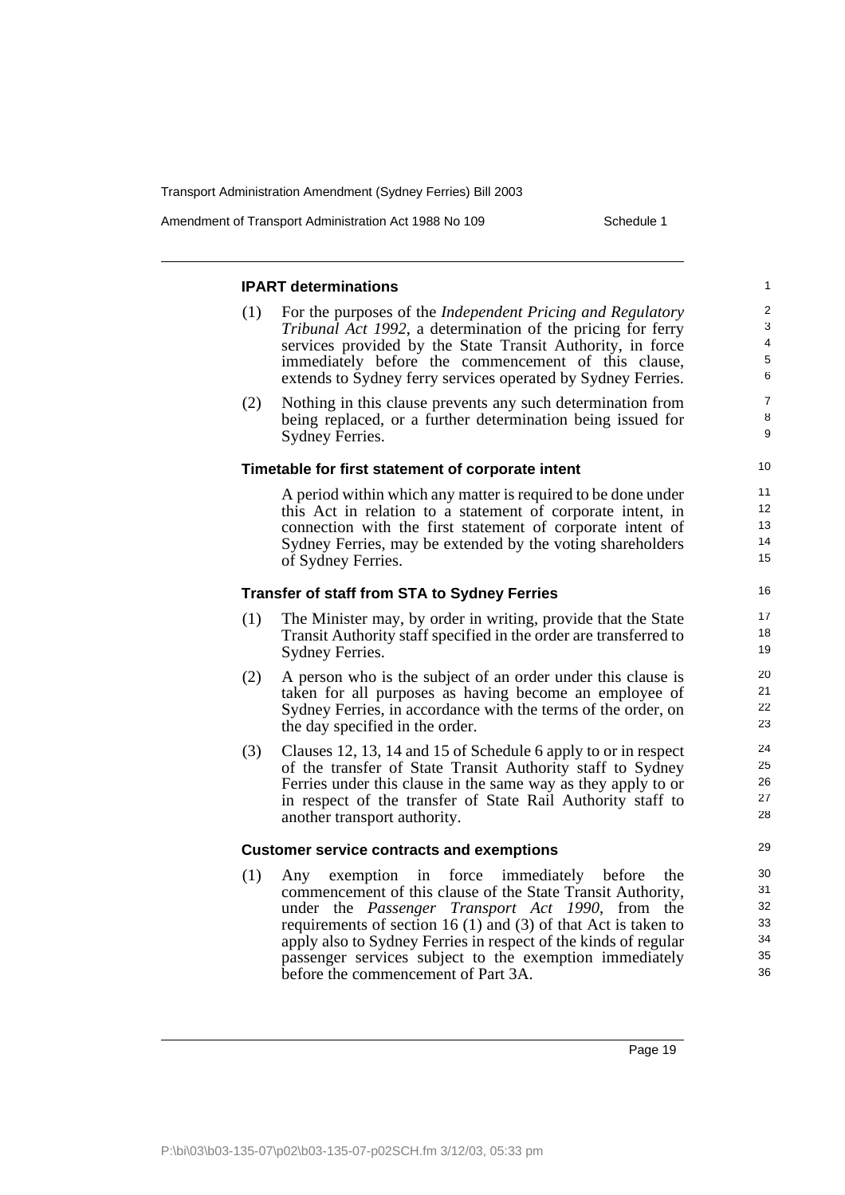**IPART determinations**

(1) For the purposes of the *Independent Pricing and Regulatory Tribunal Act 1992*, a determination of the pricing for ferry services provided by the State Transit Authority, in force immediately before the commencement of this clause, extends to Sydney ferry services operated by Sydney Ferries.

(2) Nothing in this clause prevents any such determination from being replaced, or a further determination being issued for Sydney Ferries.

**Timetable for first statement of corporate intent**

A period within which any matter is required to be done under this Act in relation to a statement of corporate intent, in connection with the first statement of corporate intent of Sydney Ferries, may be extended by the voting shareholders of Sydney Ferries.

**Transfer of staff from STA to Sydney Ferries**

(1) The Minister may, by order in writing, provide that the State Transit Authority staff specified in the order are transferred to Sydney Ferries.

(2) A person who is the subject of an order under this clause is taken for all purposes as having become an employee of Sydney Ferries, in accordance with the terms of the order, on the day specified in the order.

(3) Clauses 12, 13, 14 and 15 of Schedule 6 apply to or in respect of the transfer of State Transit Authority staff to Sydney Ferries under this clause in the same way as they apply to or in respect of the transfer of State Rail Authority staff to another transport authority.

**Customer service contracts and exemptions**

(1) Any exemption in force immediately before the commencement of this clause of the State Transit Authority, under the *Passenger Transport Act 1990*, from the requirements of section 16 (1) and (3) of that Act is taken to apply also to Sydney Ferries in respect of the kinds of regular passenger services subject to the exemption immediately before the commencement of Part 3A.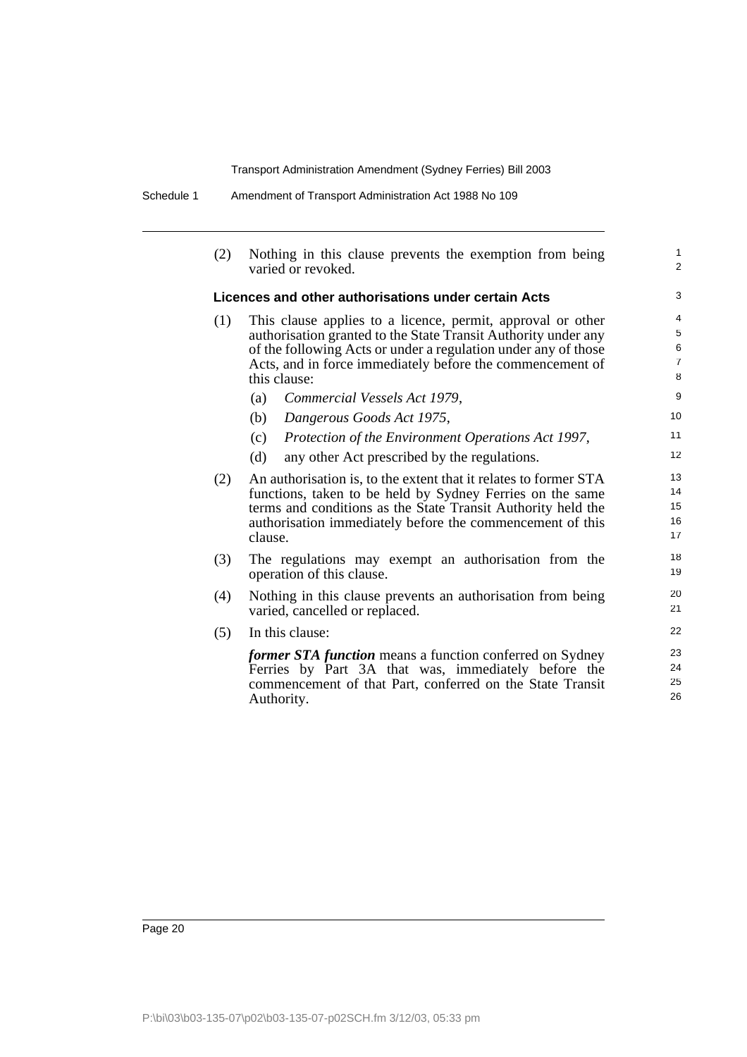(2) Nothing in this clause prevents the exemption from being varied or revoked.

### Licences and other authorisations under certain Acts

(1) This clause applies to a licence, permit, approval or other authorisation granted to the State Transit Authority under any of the following Acts or under a regulation under any of those Acts, and in force immediately before the commencement of this clause:

- (a) *Commercial Vessels Act 1979*,
- (b) *Dangerous Goods Act 1975*,
- (c) *Protection of the Environment Operations Act 1997*,
- (d) any other Act prescribed by the regulations.

(2) An authorisation is, to the extent that it relates to former STA functions, taken to be held by Sydney Ferries on the same terms and conditions as the State Transit Authority held the authorisation immediately before the commencement of this clause.

(3) The regulations may exempt an authorisation from the operation of this clause.

(4) Nothing in this clause prevents an authorisation from being varied, cancelled or replaced.

(5) In this clause:

***former STA function*** means a function conferred on Sydney Ferries by Part 3A that was, immediately before the commencement of that Part, conferred on the State Transit Authority.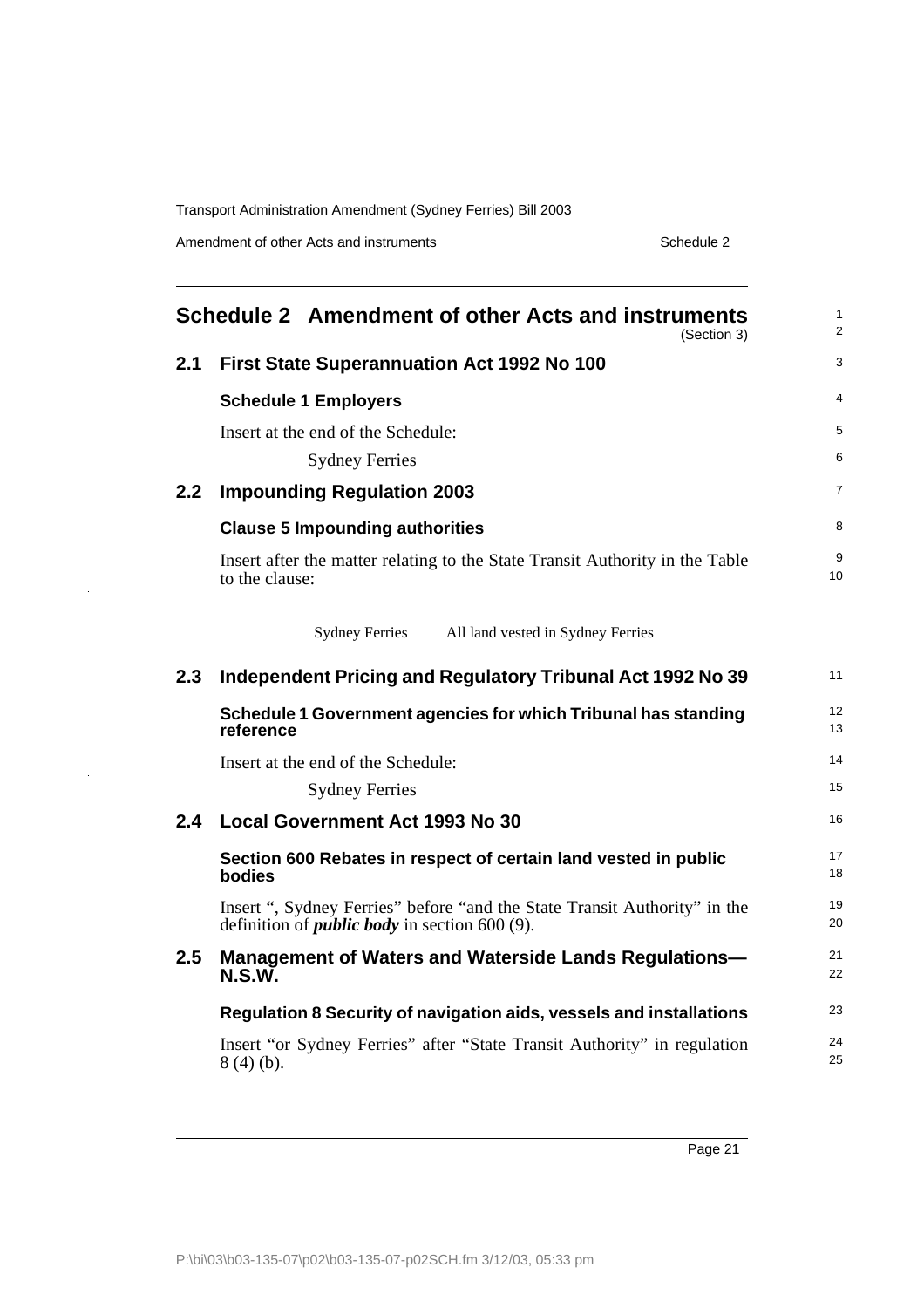# Schedule 2 Amendment of other Acts and instruments

(Section 3)

## 2.1 First State Superannuation Act 1992 No 100

### Schedule 1 Employers

Insert at the end of the Schedule:

Sydney Ferries

## 2.2 Impounding Regulation 2003

### Clause 5 Impounding authorities

Insert after the matter relating to the State Transit Authority in the Table to the clause:

| | |
|---|---|
| Sydney Ferries | All land vested in Sydney Ferries |

## 2.3 Independent Pricing and Regulatory Tribunal Act 1992 No 39

### Schedule 1 Government agencies for which Tribunal has standing reference

Insert at the end of the Schedule:

Sydney Ferries

## 2.4 Local Government Act 1993 No 30

### Section 600 Rebates in respect of certain land vested in public bodies

Insert ", Sydney Ferries" before "and the State Transit Authority" in the definition of ***public body*** in section 600 (9).

## 2.5 Management of Waters and Waterside Lands Regulations—N.S.W.

### Regulation 8 Security of navigation aids, vessels and installations

Insert "or Sydney Ferries" after "State Transit Authority" in regulation 8 (4) (b).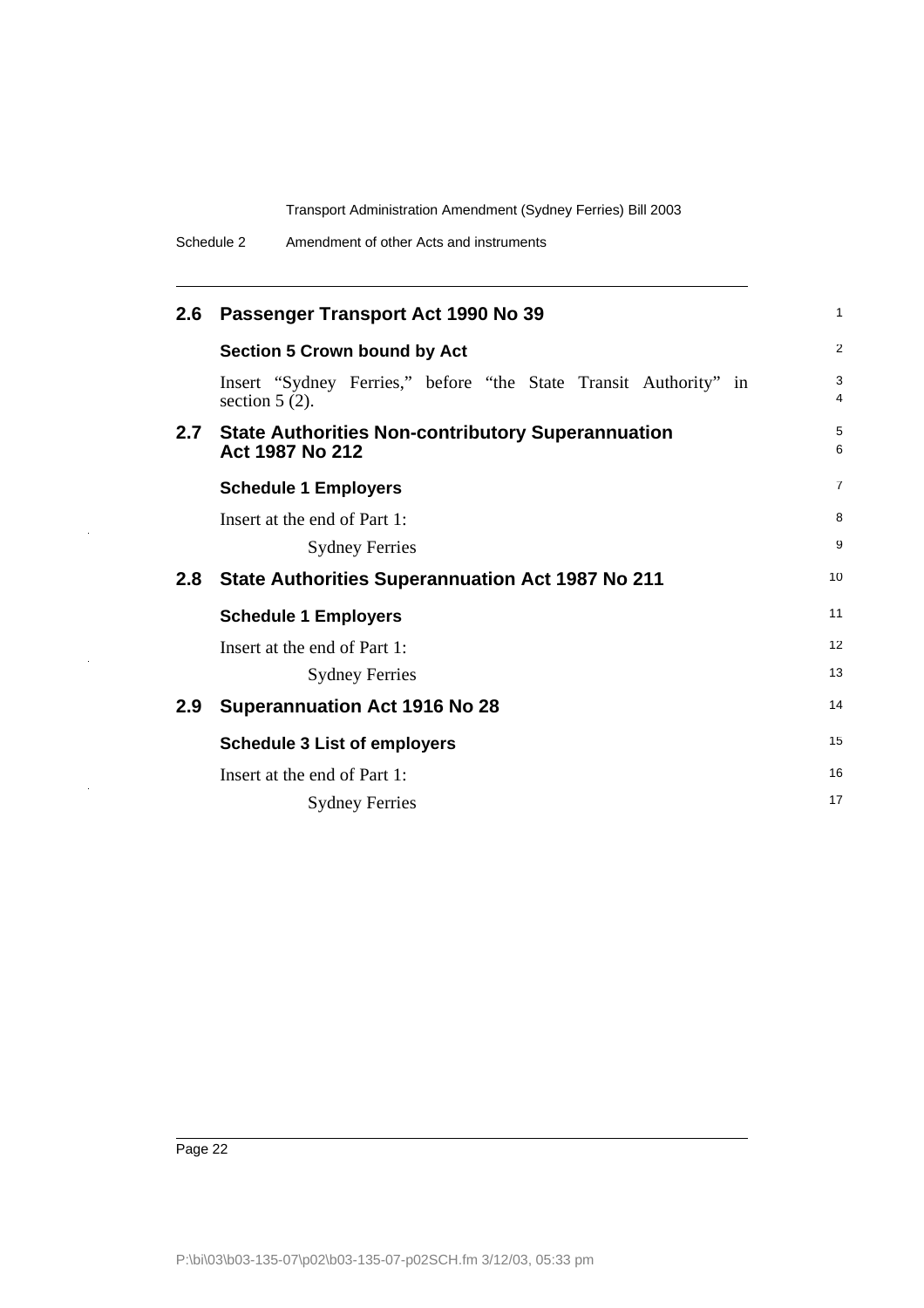## 2.6 Passenger Transport Act 1990 No 39

### Section 5 Crown bound by Act

Insert "Sydney Ferries," before "the State Transit Authority" in section 5 (2).

## 2.7 State Authorities Non-contributory Superannuation Act 1987 No 212

### Schedule 1 Employers

Insert at the end of Part 1:

Sydney Ferries

## 2.8 State Authorities Superannuation Act 1987 No 211

### Schedule 1 Employers

Insert at the end of Part 1:

Sydney Ferries

## 2.9 Superannuation Act 1916 No 28

### Schedule 3 List of employers

Insert at the end of Part 1:

Sydney Ferries